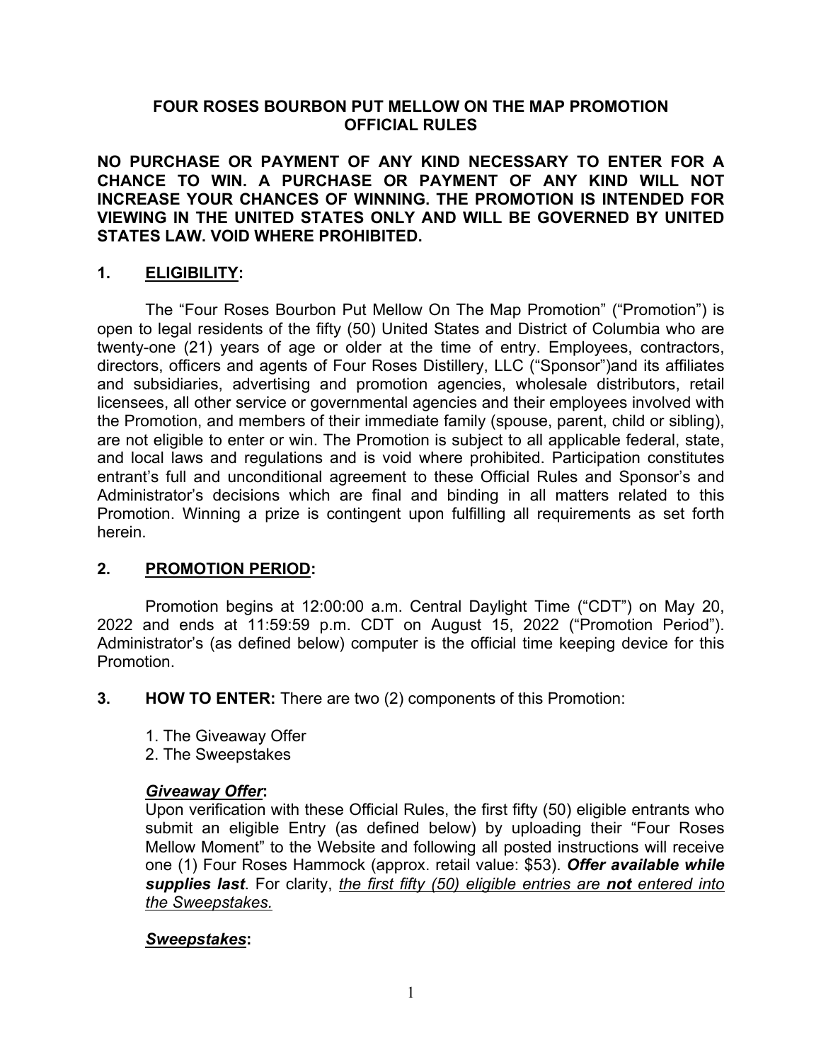# FOUR ROSES BOURBON PUT MELLOW ON THE MAP PROMOTION OFFICIAL RULES

**NO PURCHASE OR PAYMENT OF ANY KIND NECESSARY TO ENTER FOR A CHANCE TO WIN. A PURCHASE OR PAYMENT OF ANY KIND WILL NOT INCREASE YOUR CHANCES OF WINNING. THE PROMOTION IS INTENDED FOR VIEWING IN THE UNITED STATES ONLY AND WILL BE GOVERNED BY UNITED STATES LAW. VOID WHERE PROHIBITED.**

## 1. <u>ELIGIBILITY</u>:

The "Four Roses Bourbon Put Mellow On The Map Promotion" ("Promotion") is open to legal residents of the fifty (50) United States and District of Columbia who are twenty-one (21) years of age or older at the time of entry. Employees, contractors, directors, officers and agents of Four Roses Distillery, LLC ("Sponsor")and its affiliates and subsidiaries, advertising and promotion agencies, wholesale distributors, retail licensees, all other service or governmental agencies and their employees involved with the Promotion, and members of their immediate family (spouse, parent, child or sibling), are not eligible to enter or win. The Promotion is subject to all applicable federal, state, and local laws and regulations and is void where prohibited. Participation constitutes entrant's full and unconditional agreement to these Official Rules and Sponsor's and Administrator's decisions which are final and binding in all matters related to this Promotion. Winning a prize is contingent upon fulfilling all requirements as set forth herein.

## 2. <u>PROMOTION PERIOD</u>:

Promotion begins at 12:00:00 a.m. Central Daylight Time ("CDT") on May 20, 2022 and ends at 11:59:59 p.m. CDT on August 15, 2022 ("Promotion Period"). Administrator's (as defined below) computer is the official time keeping device for this Promotion.

## 3. HOW TO ENTER: 

There are two (2) components of this Promotion:

1. The Giveaway Offer
2. The Sweepstakes

***<u>Giveaway Offer</u>*:**

Upon verification with these Official Rules, the first fifty (50) eligible entrants who submit an eligible Entry (as defined below) by uploading their "Four Roses Mellow Moment" to the Website and following all posted instructions will receive one (1) Four Roses Hammock (approx. retail value: $53). ***Offer available while supplies last***. For clarity, *<u>the first fifty (50) eligible entries are **not** entered into the Sweepstakes.</u>*

***<u>Sweepstakes</u>*:**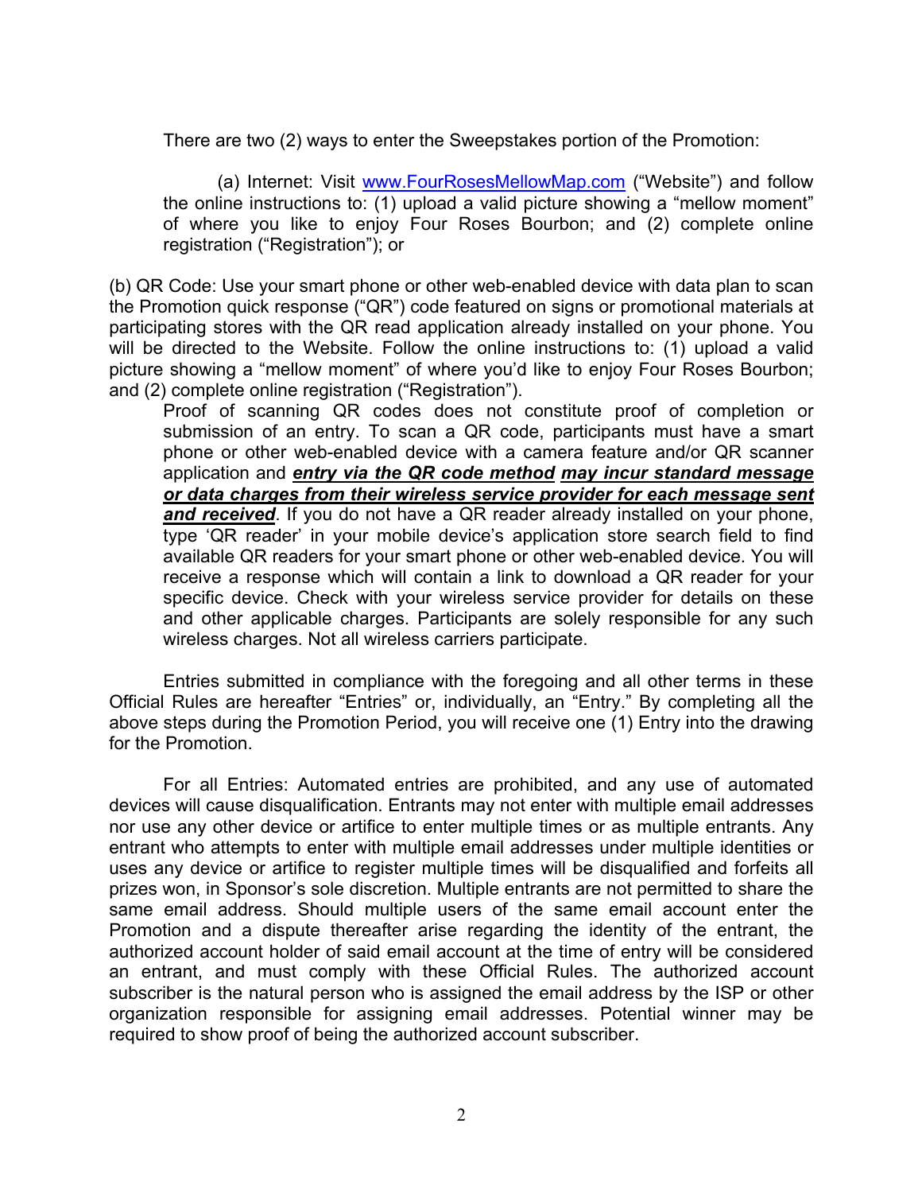There are two (2) ways to enter the Sweepstakes portion of the Promotion:

(a) Internet: Visit [www.FourRosesMellowMap.com](http://www.FourRosesMellowMap.com) ("Website") and follow the online instructions to: (1) upload a valid picture showing a "mellow moment" of where you like to enjoy Four Roses Bourbon; and (2) complete online registration ("Registration"); or

(b) QR Code: Use your smart phone or other web-enabled device with data plan to scan the Promotion quick response ("QR") code featured on signs or promotional materials at participating stores with the QR read application already installed on your phone. You will be directed to the Website. Follow the online instructions to: (1) upload a valid picture showing a "mellow moment" of where you'd like to enjoy Four Roses Bourbon; and (2) complete online registration ("Registration").

Proof of scanning QR codes does not constitute proof of completion or submission of an entry. To scan a QR code, participants must have a smart phone or other web-enabled device with a camera feature and/or QR scanner application and ***entry via the QR code method may incur standard message or data charges from their wireless service provider for each message sent and received***. If you do not have a QR reader already installed on your phone, type 'QR reader' in your mobile device's application store search field to find available QR readers for your smart phone or other web-enabled device. You will receive a response which will contain a link to download a QR reader for your specific device. Check with your wireless service provider for details on these and other applicable charges. Participants are solely responsible for any such wireless charges. Not all wireless carriers participate.

Entries submitted in compliance with the foregoing and all other terms in these Official Rules are hereafter "Entries" or, individually, an "Entry." By completing all the above steps during the Promotion Period, you will receive one (1) Entry into the drawing for the Promotion.

For all Entries: Automated entries are prohibited, and any use of automated devices will cause disqualification. Entrants may not enter with multiple email addresses nor use any other device or artifice to enter multiple times or as multiple entrants. Any entrant who attempts to enter with multiple email addresses under multiple identities or uses any device or artifice to register multiple times will be disqualified and forfeits all prizes won, in Sponsor's sole discretion. Multiple entrants are not permitted to share the same email address. Should multiple users of the same email account enter the Promotion and a dispute thereafter arise regarding the identity of the entrant, the authorized account holder of said email account at the time of entry will be considered an entrant, and must comply with these Official Rules. The authorized account subscriber is the natural person who is assigned the email address by the ISP or other organization responsible for assigning email addresses. Potential winner may be required to show proof of being the authorized account subscriber.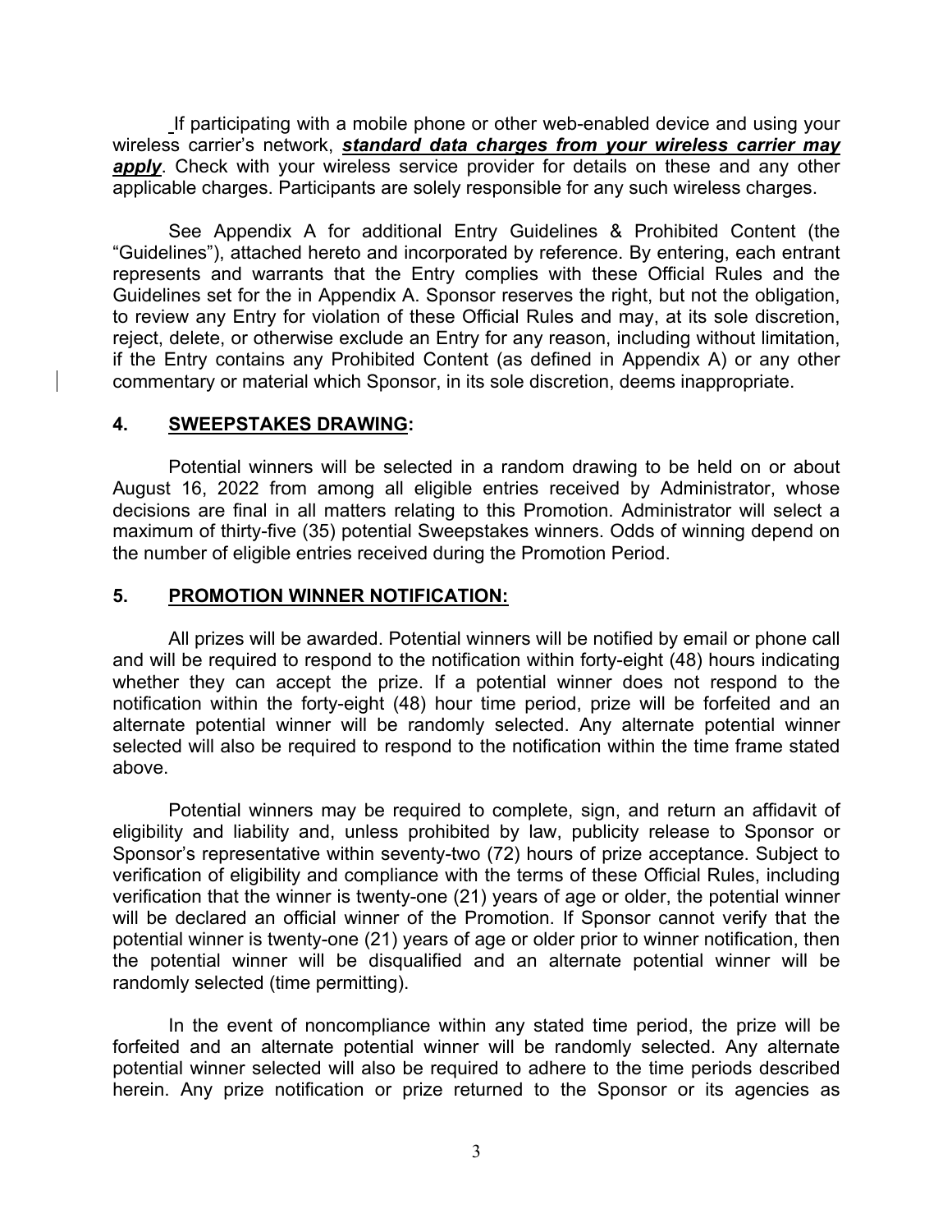If participating with a mobile phone or other web-enabled device and using your wireless carrier's network, ***standard data charges from your wireless carrier may apply***. Check with your wireless service provider for details on these and any other applicable charges. Participants are solely responsible for any such wireless charges.

See Appendix A for additional Entry Guidelines & Prohibited Content (the "Guidelines"), attached hereto and incorporated by reference. By entering, each entrant represents and warrants that the Entry complies with these Official Rules and the Guidelines set for the in Appendix A. Sponsor reserves the right, but not the obligation, to review any Entry for violation of these Official Rules and may, at its sole discretion, reject, delete, or otherwise exclude an Entry for any reason, including without limitation, if the Entry contains any Prohibited Content (as defined in Appendix A) or any other commentary or material which Sponsor, in its sole discretion, deems inappropriate.

**4. SWEEPSTAKES DRAWING:**

Potential winners will be selected in a random drawing to be held on or about August 16, 2022 from among all eligible entries received by Administrator, whose decisions are final in all matters relating to this Promotion. Administrator will select a maximum of thirty-five (35) potential Sweepstakes winners. Odds of winning depend on the number of eligible entries received during the Promotion Period.

**5. PROMOTION WINNER NOTIFICATION:**

All prizes will be awarded. Potential winners will be notified by email or phone call and will be required to respond to the notification within forty-eight (48) hours indicating whether they can accept the prize. If a potential winner does not respond to the notification within the forty-eight (48) hour time period, prize will be forfeited and an alternate potential winner will be randomly selected. Any alternate potential winner selected will also be required to respond to the notification within the time frame stated above.

Potential winners may be required to complete, sign, and return an affidavit of eligibility and liability and, unless prohibited by law, publicity release to Sponsor or Sponsor's representative within seventy-two (72) hours of prize acceptance. Subject to verification of eligibility and compliance with the terms of these Official Rules, including verification that the winner is twenty-one (21) years of age or older, the potential winner will be declared an official winner of the Promotion. If Sponsor cannot verify that the potential winner is twenty-one (21) years of age or older prior to winner notification, then the potential winner will be disqualified and an alternate potential winner will be randomly selected (time permitting).

In the event of noncompliance within any stated time period, the prize will be forfeited and an alternate potential winner will be randomly selected. Any alternate potential winner selected will also be required to adhere to the time periods described herein. Any prize notification or prize returned to the Sponsor or its agencies as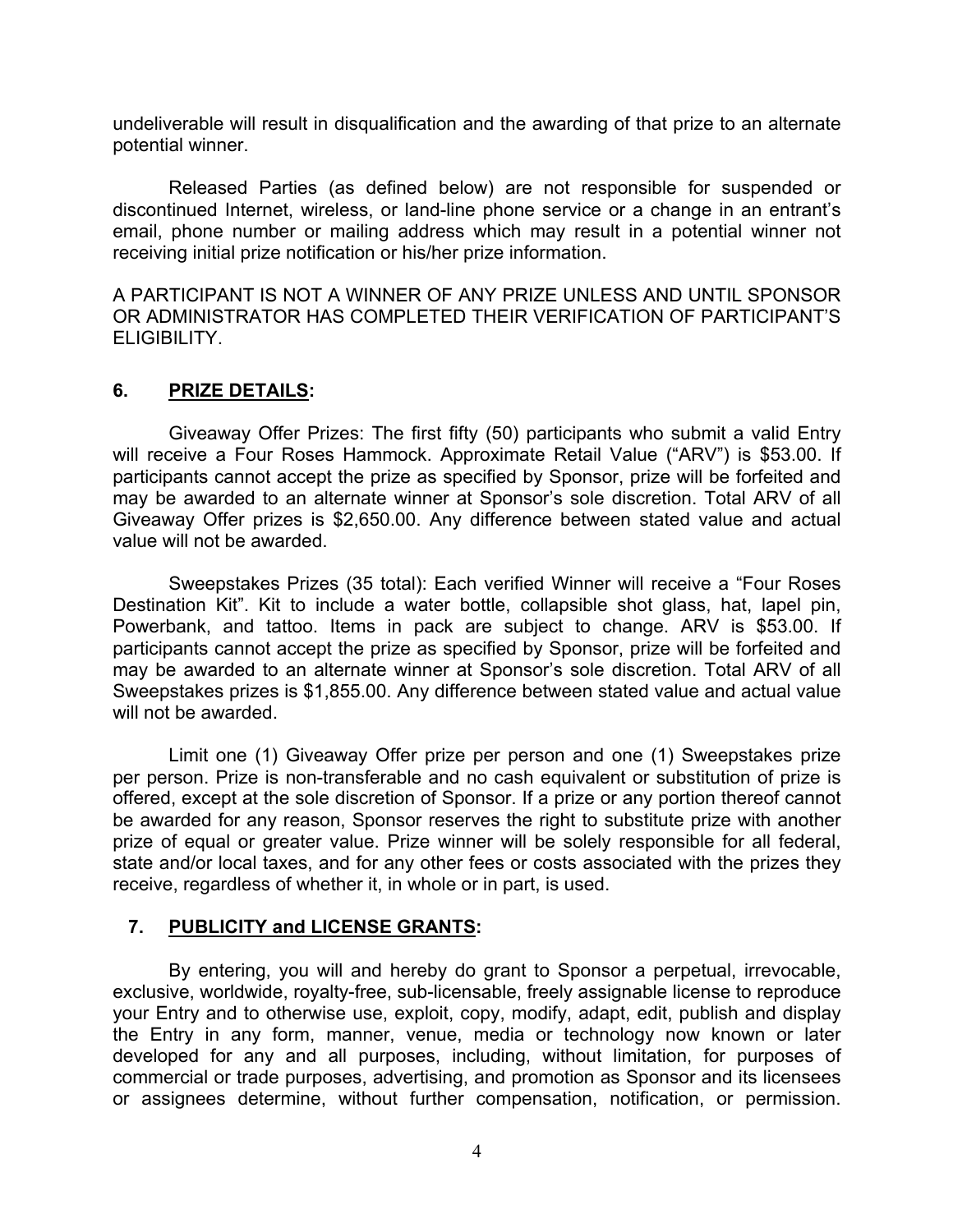undeliverable will result in disqualification and the awarding of that prize to an alternate potential winner.

Released Parties (as defined below) are not responsible for suspended or discontinued Internet, wireless, or land-line phone service or a change in an entrant's email, phone number or mailing address which may result in a potential winner not receiving initial prize notification or his/her prize information.

A PARTICIPANT IS NOT A WINNER OF ANY PRIZE UNLESS AND UNTIL SPONSOR OR ADMINISTRATOR HAS COMPLETED THEIR VERIFICATION OF PARTICIPANT'S ELIGIBILITY.

## 6. PRIZE DETAILS:

Giveaway Offer Prizes: The first fifty (50) participants who submit a valid Entry will receive a Four Roses Hammock. Approximate Retail Value ("ARV") is $53.00. If participants cannot accept the prize as specified by Sponsor, prize will be forfeited and may be awarded to an alternate winner at Sponsor's sole discretion. Total ARV of all Giveaway Offer prizes is $2,650.00. Any difference between stated value and actual value will not be awarded.

Sweepstakes Prizes (35 total): Each verified Winner will receive a "Four Roses Destination Kit". Kit to include a water bottle, collapsible shot glass, hat, lapel pin, Powerbank, and tattoo. Items in pack are subject to change. ARV is $53.00. If participants cannot accept the prize as specified by Sponsor, prize will be forfeited and may be awarded to an alternate winner at Sponsor's sole discretion. Total ARV of all Sweepstakes prizes is $1,855.00. Any difference between stated value and actual value will not be awarded.

Limit one (1) Giveaway Offer prize per person and one (1) Sweepstakes prize per person. Prize is non-transferable and no cash equivalent or substitution of prize is offered, except at the sole discretion of Sponsor. If a prize or any portion thereof cannot be awarded for any reason, Sponsor reserves the right to substitute prize with another prize of equal or greater value. Prize winner will be solely responsible for all federal, state and/or local taxes, and for any other fees or costs associated with the prizes they receive, regardless of whether it, in whole or in part, is used.

## 7. PUBLICITY and LICENSE GRANTS:

By entering, you will and hereby do grant to Sponsor a perpetual, irrevocable, exclusive, worldwide, royalty-free, sub-licensable, freely assignable license to reproduce your Entry and to otherwise use, exploit, copy, modify, adapt, edit, publish and display the Entry in any form, manner, venue, media or technology now known or later developed for any and all purposes, including, without limitation, for purposes of commercial or trade purposes, advertising, and promotion as Sponsor and its licensees or assignees determine, without further compensation, notification, or permission.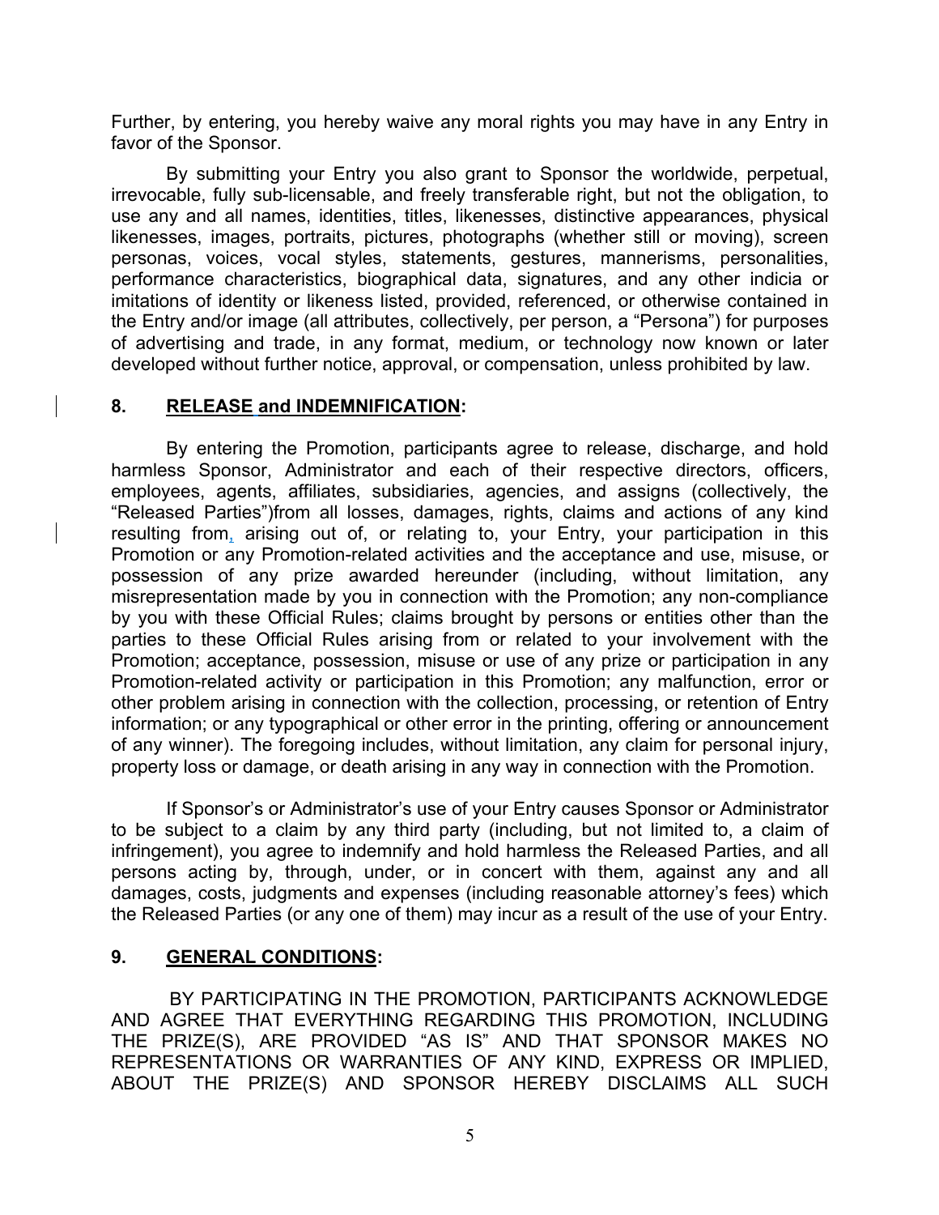Further, by entering, you hereby waive any moral rights you may have in any Entry in favor of the Sponsor.

By submitting your Entry you also grant to Sponsor the worldwide, perpetual, irrevocable, fully sub-licensable, and freely transferable right, but not the obligation, to use any and all names, identities, titles, likenesses, distinctive appearances, physical likenesses, images, portraits, pictures, photographs (whether still or moving), screen personas, voices, vocal styles, statements, gestures, mannerisms, personalities, performance characteristics, biographical data, signatures, and any other indicia or imitations of identity or likeness listed, provided, referenced, or otherwise contained in the Entry and/or image (all attributes, collectively, per person, a "Persona") for purposes of advertising and trade, in any format, medium, or technology now known or later developed without further notice, approval, or compensation, unless prohibited by law.

## 8. RELEASE and INDEMNIFICATION:

By entering the Promotion, participants agree to release, discharge, and hold harmless Sponsor, Administrator and each of their respective directors, officers, employees, agents, affiliates, subsidiaries, agencies, and assigns (collectively, the "Released Parties")from all losses, damages, rights, claims and actions of any kind resulting from, arising out of, or relating to, your Entry, your participation in this Promotion or any Promotion-related activities and the acceptance and use, misuse, or possession of any prize awarded hereunder (including, without limitation, any misrepresentation made by you in connection with the Promotion; any non-compliance by you with these Official Rules; claims brought by persons or entities other than the parties to these Official Rules arising from or related to your involvement with the Promotion; acceptance, possession, misuse or use of any prize or participation in any Promotion-related activity or participation in this Promotion; any malfunction, error or other problem arising in connection with the collection, processing, or retention of Entry information; or any typographical or other error in the printing, offering or announcement of any winner). The foregoing includes, without limitation, any claim for personal injury, property loss or damage, or death arising in any way in connection with the Promotion.

If Sponsor's or Administrator's use of your Entry causes Sponsor or Administrator to be subject to a claim by any third party (including, but not limited to, a claim of infringement), you agree to indemnify and hold harmless the Released Parties, and all persons acting by, through, under, or in concert with them, against any and all damages, costs, judgments and expenses (including reasonable attorney's fees) which the Released Parties (or any one of them) may incur as a result of the use of your Entry.

## 9. GENERAL CONDITIONS:

BY PARTICIPATING IN THE PROMOTION, PARTICIPANTS ACKNOWLEDGE AND AGREE THAT EVERYTHING REGARDING THIS PROMOTION, INCLUDING THE PRIZE(S), ARE PROVIDED "AS IS" AND THAT SPONSOR MAKES NO REPRESENTATIONS OR WARRANTIES OF ANY KIND, EXPRESS OR IMPLIED, ABOUT THE PRIZE(S) AND SPONSOR HEREBY DISCLAIMS ALL SUCH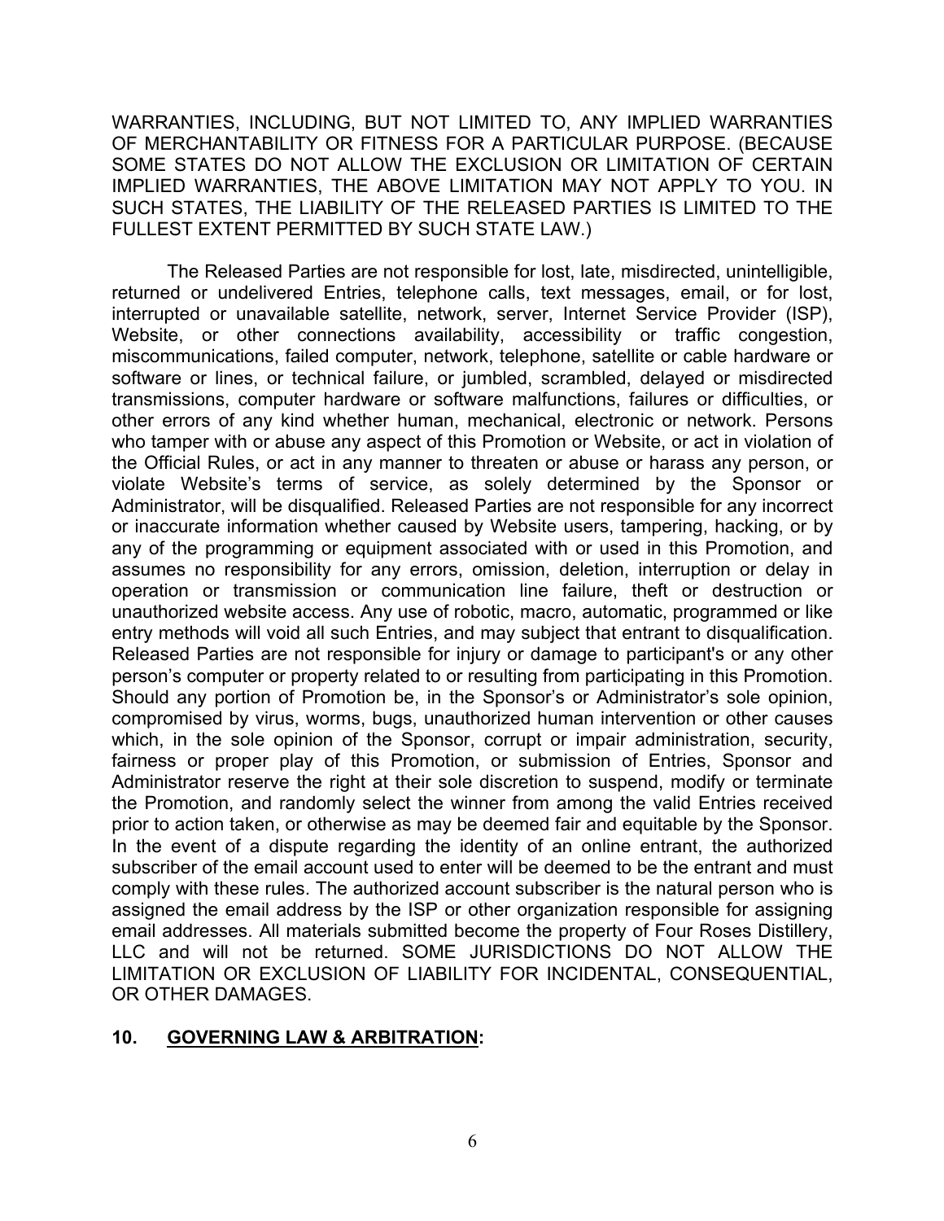WARRANTIES, INCLUDING, BUT NOT LIMITED TO, ANY IMPLIED WARRANTIES OF MERCHANTABILITY OR FITNESS FOR A PARTICULAR PURPOSE. (BECAUSE SOME STATES DO NOT ALLOW THE EXCLUSION OR LIMITATION OF CERTAIN IMPLIED WARRANTIES, THE ABOVE LIMITATION MAY NOT APPLY TO YOU. IN SUCH STATES, THE LIABILITY OF THE RELEASED PARTIES IS LIMITED TO THE FULLEST EXTENT PERMITTED BY SUCH STATE LAW.)

The Released Parties are not responsible for lost, late, misdirected, unintelligible, returned or undelivered Entries, telephone calls, text messages, email, or for lost, interrupted or unavailable satellite, network, server, Internet Service Provider (ISP), Website, or other connections availability, accessibility or traffic congestion, miscommunications, failed computer, network, telephone, satellite or cable hardware or software or lines, or technical failure, or jumbled, scrambled, delayed or misdirected transmissions, computer hardware or software malfunctions, failures or difficulties, or other errors of any kind whether human, mechanical, electronic or network. Persons who tamper with or abuse any aspect of this Promotion or Website, or act in violation of the Official Rules, or act in any manner to threaten or abuse or harass any person, or violate Website's terms of service, as solely determined by the Sponsor or Administrator, will be disqualified. Released Parties are not responsible for any incorrect or inaccurate information whether caused by Website users, tampering, hacking, or by any of the programming or equipment associated with or used in this Promotion, and assumes no responsibility for any errors, omission, deletion, interruption or delay in operation or transmission or communication line failure, theft or destruction or unauthorized website access. Any use of robotic, macro, automatic, programmed or like entry methods will void all such Entries, and may subject that entrant to disqualification. Released Parties are not responsible for injury or damage to participant's or any other person's computer or property related to or resulting from participating in this Promotion. Should any portion of Promotion be, in the Sponsor's or Administrator's sole opinion, compromised by virus, worms, bugs, unauthorized human intervention or other causes which, in the sole opinion of the Sponsor, corrupt or impair administration, security, fairness or proper play of this Promotion, or submission of Entries, Sponsor and Administrator reserve the right at their sole discretion to suspend, modify or terminate the Promotion, and randomly select the winner from among the valid Entries received prior to action taken, or otherwise as may be deemed fair and equitable by the Sponsor. In the event of a dispute regarding the identity of an online entrant, the authorized subscriber of the email account used to enter will be deemed to be the entrant and must comply with these rules. The authorized account subscriber is the natural person who is assigned the email address by the ISP or other organization responsible for assigning email addresses. All materials submitted become the property of Four Roses Distillery, LLC and will not be returned. SOME JURISDICTIONS DO NOT ALLOW THE LIMITATION OR EXCLUSION OF LIABILITY FOR INCIDENTAL, CONSEQUENTIAL, OR OTHER DAMAGES.

## 10. GOVERNING LAW & ARBITRATION: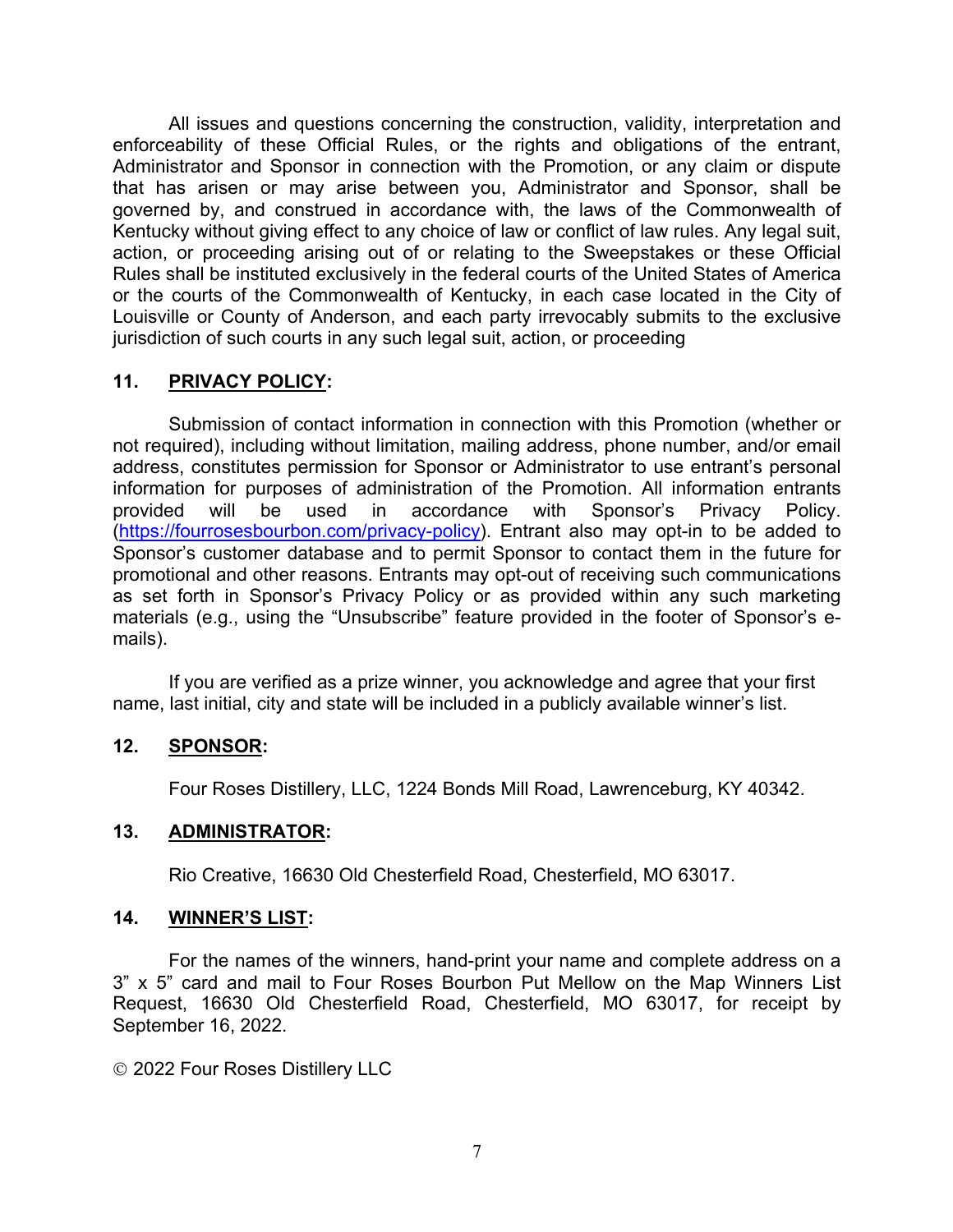All issues and questions concerning the construction, validity, interpretation and enforceability of these Official Rules, or the rights and obligations of the entrant, Administrator and Sponsor in connection with the Promotion, or any claim or dispute that has arisen or may arise between you, Administrator and Sponsor, shall be governed by, and construed in accordance with, the laws of the Commonwealth of Kentucky without giving effect to any choice of law or conflict of law rules. Any legal suit, action, or proceeding arising out of or relating to the Sweepstakes or these Official Rules shall be instituted exclusively in the federal courts of the United States of America or the courts of the Commonwealth of Kentucky, in each case located in the City of Louisville or County of Anderson, and each party irrevocably submits to the exclusive jurisdiction of such courts in any such legal suit, action, or proceeding

**11. PRIVACY POLICY:**

Submission of contact information in connection with this Promotion (whether or not required), including without limitation, mailing address, phone number, and/or email address, constitutes permission for Sponsor or Administrator to use entrant's personal information for purposes of administration of the Promotion. All information entrants provided will be used in accordance with Sponsor's Privacy Policy. ([https://fourrosesbourbon.com/privacy-policy](https://fourrosesbourbon.com/privacy-policy)). Entrant also may opt-in to be added to Sponsor's customer database and to permit Sponsor to contact them in the future for promotional and other reasons. Entrants may opt-out of receiving such communications as set forth in Sponsor's Privacy Policy or as provided within any such marketing materials (e.g., using the "Unsubscribe" feature provided in the footer of Sponsor's e-mails).

If you are verified as a prize winner, you acknowledge and agree that your first name, last initial, city and state will be included in a publicly available winner's list.

**12. SPONSOR:**

Four Roses Distillery, LLC, 1224 Bonds Mill Road, Lawrenceburg, KY 40342.

**13. ADMINISTRATOR:**

Rio Creative, 16630 Old Chesterfield Road, Chesterfield, MO 63017.

**14. WINNER'S LIST:**

For the names of the winners, hand-print your name and complete address on a 3" x 5" card and mail to Four Roses Bourbon Put Mellow on the Map Winners List Request, 16630 Old Chesterfield Road, Chesterfield, MO 63017, for receipt by September 16, 2022.

© 2022 Four Roses Distillery LLC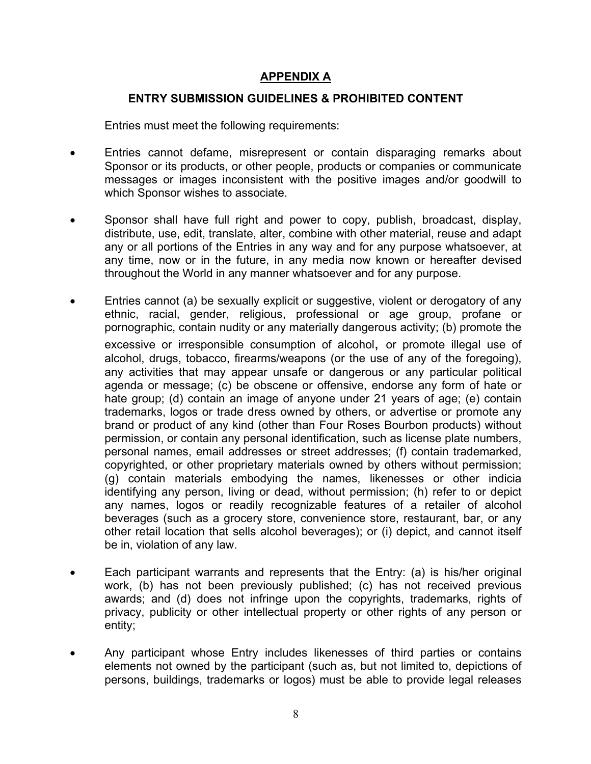# APPENDIX A

## ENTRY SUBMISSION GUIDELINES & PROHIBITED CONTENT

Entries must meet the following requirements:

- Entries cannot defame, misrepresent or contain disparaging remarks about Sponsor or its products, or other people, products or companies or communicate messages or images inconsistent with the positive images and/or goodwill to which Sponsor wishes to associate.
- Sponsor shall have full right and power to copy, publish, broadcast, display, distribute, use, edit, translate, alter, combine with other material, reuse and adapt any or all portions of the Entries in any way and for any purpose whatsoever, at any time, now or in the future, in any media now known or hereafter devised throughout the World in any manner whatsoever and for any purpose.
- Entries cannot (a) be sexually explicit or suggestive, violent or derogatory of any ethnic, racial, gender, religious, professional or age group, profane or pornographic, contain nudity or any materially dangerous activity; (b) promote the excessive or irresponsible consumption of alcohol, or promote illegal use of alcohol, drugs, tobacco, firearms/weapons (or the use of any of the foregoing), any activities that may appear unsafe or dangerous or any particular political agenda or message; (c) be obscene or offensive, endorse any form of hate or hate group; (d) contain an image of anyone under 21 years of age; (e) contain trademarks, logos or trade dress owned by others, or advertise or promote any brand or product of any kind (other than Four Roses Bourbon products) without permission, or contain any personal identification, such as license plate numbers, personal names, email addresses or street addresses; (f) contain trademarked, copyrighted, or other proprietary materials owned by others without permission; (g) contain materials embodying the names, likenesses or other indicia identifying any person, living or dead, without permission; (h) refer to or depict any names, logos or readily recognizable features of a retailer of alcohol beverages (such as a grocery store, convenience store, restaurant, bar, or any other retail location that sells alcohol beverages); or (i) depict, and cannot itself be in, violation of any law.
- Each participant warrants and represents that the Entry: (a) is his/her original work, (b) has not been previously published; (c) has not received previous awards; and (d) does not infringe upon the copyrights, trademarks, rights of privacy, publicity or other intellectual property or other rights of any person or entity;
- Any participant whose Entry includes likenesses of third parties or contains elements not owned by the participant (such as, but not limited to, depictions of persons, buildings, trademarks or logos) must be able to provide legal releases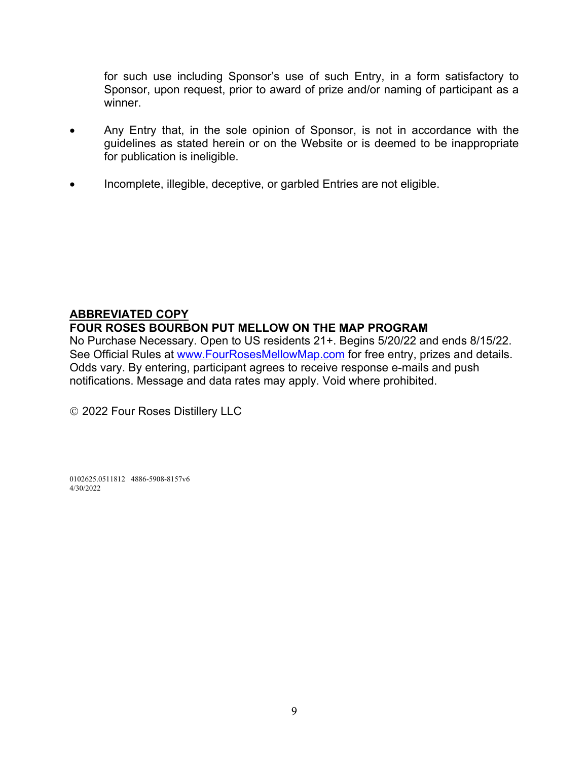for such use including Sponsor's use of such Entry, in a form satisfactory to Sponsor, upon request, prior to award of prize and/or naming of participant as a winner.

- Any Entry that, in the sole opinion of Sponsor, is not in accordance with the guidelines as stated herein or on the Website or is deemed to be inappropriate for publication is ineligible.

- Incomplete, illegible, deceptive, or garbled Entries are not eligible.

**ABBREVIATED COPY**

**FOUR ROSES BOURBON PUT MELLOW ON THE MAP PROGRAM**

No Purchase Necessary. Open to US residents 21+. Begins 5/20/22 and ends 8/15/22. See Official Rules at www.FourRosesMellowMap.com for free entry, prizes and details. Odds vary. By entering, participant agrees to receive response e-mails and push notifications. Message and data rates may apply. Void where prohibited.

© 2022 Four Roses Distillery LLC

0102625.0511812 4886-5908-8157v6
4/30/2022